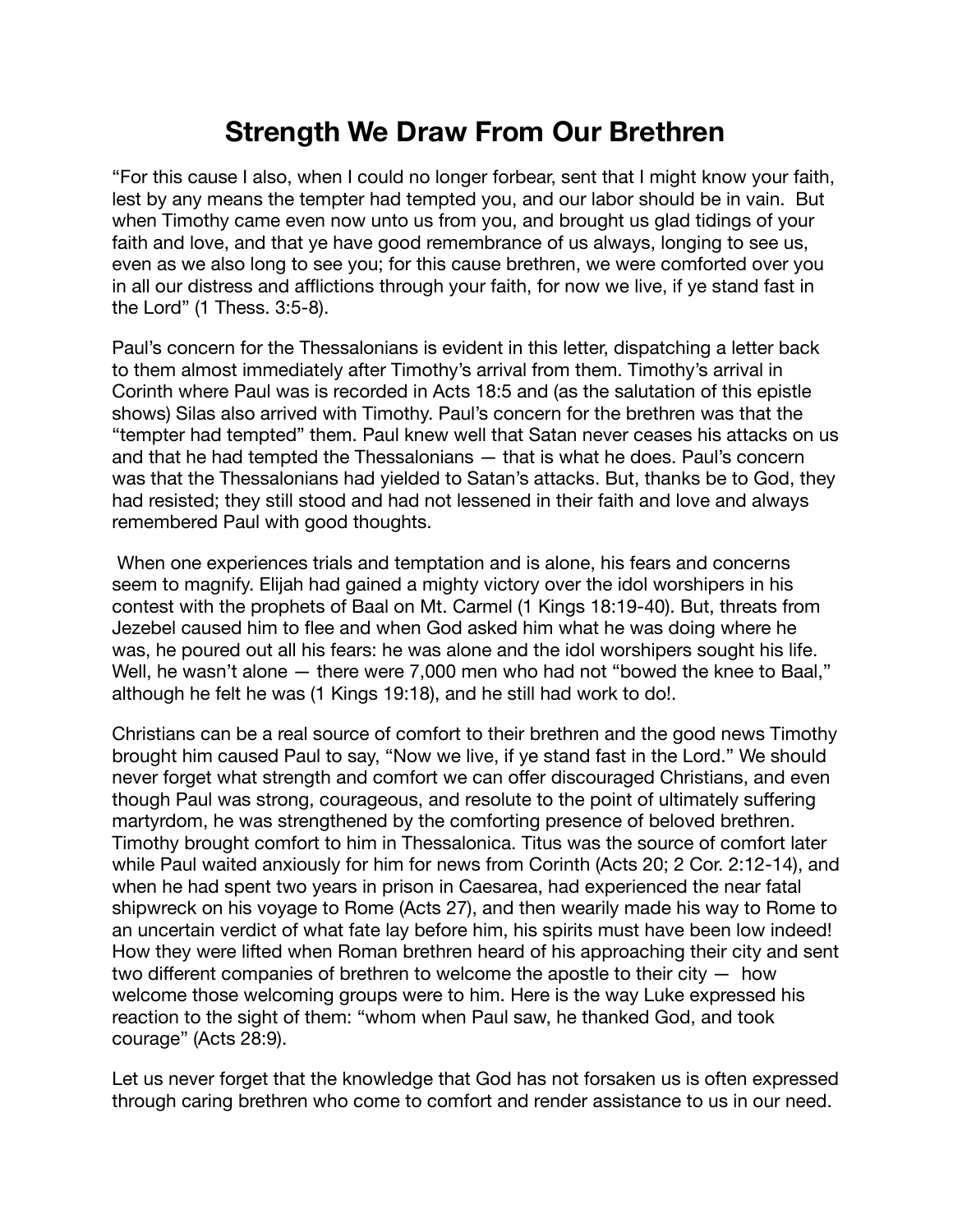# Strength We Draw From Our Brethren

"For this cause I also, when I could no longer forbear, sent that I might know your faith, lest by any means the tempter had tempted you, and our labor should be in vain. But when Timothy came even now unto us from you, and brought us glad tidings of your faith and love, and that ye have good remembrance of us always, longing to see us, even as we also long to see you; for this cause brethren, we were comforted over you in all our distress and afflictions through your faith, for now we live, if ye stand fast in the Lord" (1 Thess. 3:5-8).

Paul's concern for the Thessalonians is evident in this letter, dispatching a letter back to them almost immediately after Timothy's arrival from them. Timothy's arrival in Corinth where Paul was is recorded in Acts 18:5 and (as the salutation of this epistle shows) Silas also arrived with Timothy. Paul's concern for the brethren was that the "tempter had tempted" them. Paul knew well that Satan never ceases his attacks on us and that he had tempted the Thessalonians — that is what he does. Paul's concern was that the Thessalonians had yielded to Satan's attacks. But, thanks be to God, they had resisted; they still stood and had not lessened in their faith and love and always remembered Paul with good thoughts.

When one experiences trials and temptation and is alone, his fears and concerns seem to magnify. Elijah had gained a mighty victory over the idol worshipers in his contest with the prophets of Baal on Mt. Carmel (1 Kings 18:19-40). But, threats from Jezebel caused him to flee and when God asked him what he was doing where he was, he poured out all his fears: he was alone and the idol worshipers sought his life. Well, he wasn't alone — there were 7,000 men who had not "bowed the knee to Baal," although he felt he was (1 Kings 19:18), and he still had work to do!.

Christians can be a real source of comfort to their brethren and the good news Timothy brought him caused Paul to say, "Now we live, if ye stand fast in the Lord." We should never forget what strength and comfort we can offer discouraged Christians, and even though Paul was strong, courageous, and resolute to the point of ultimately suffering martyrdom, he was strengthened by the comforting presence of beloved brethren. Timothy brought comfort to him in Thessalonica. Titus was the source of comfort later while Paul waited anxiously for him for news from Corinth (Acts 20; 2 Cor. 2:12-14), and when he had spent two years in prison in Caesarea, had experienced the near fatal shipwreck on his voyage to Rome (Acts 27), and then wearily made his way to Rome to an uncertain verdict of what fate lay before him, his spirits must have been low indeed! How they were lifted when Roman brethren heard of his approaching their city and sent two different companies of brethren to welcome the apostle to their city — how welcome those welcoming groups were to him. Here is the way Luke expressed his reaction to the sight of them: "whom when Paul saw, he thanked God, and took courage" (Acts 28:9).

Let us never forget that the knowledge that God has not forsaken us is often expressed through caring brethren who come to comfort and render assistance to us in our need.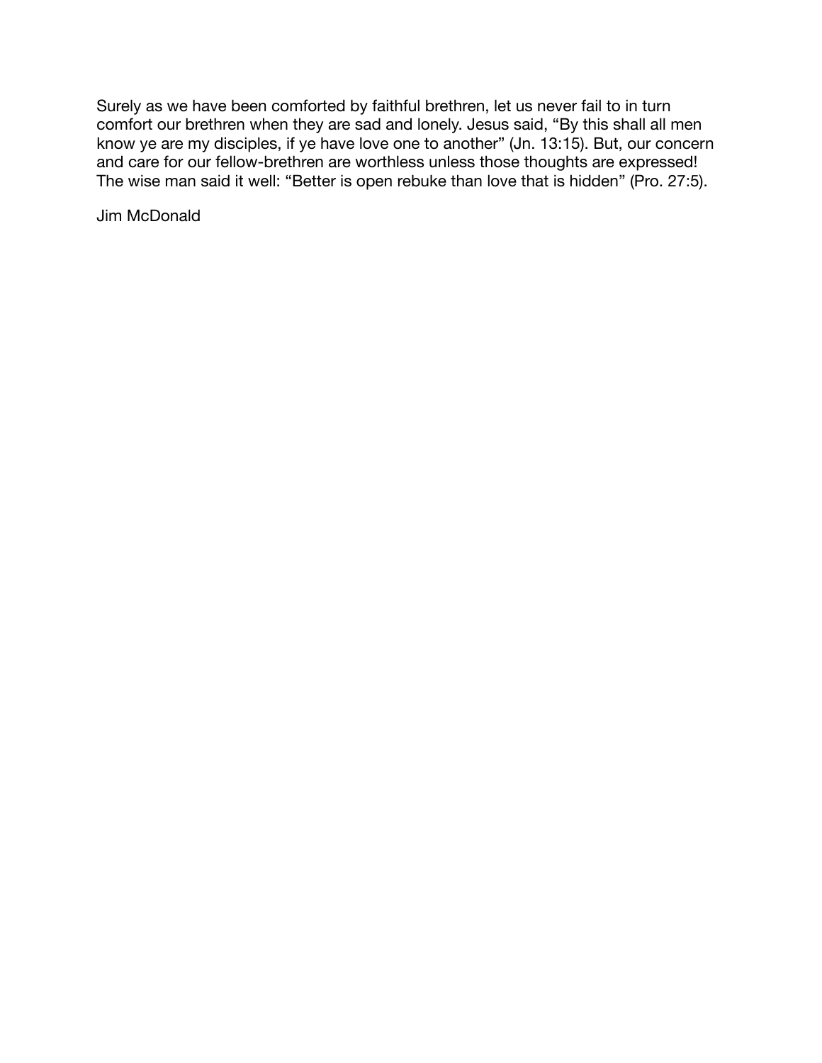Surely as we have been comforted by faithful brethren, let us never fail to in turn comfort our brethren when they are sad and lonely. Jesus said, “By this shall all men know ye are my disciples, if ye have love one to another” (Jn. 13:15). But, our concern and care for our fellow-brethren are worthless unless those thoughts are expressed! The wise man said it well: “Better is open rebuke than love that is hidden” (Pro. 27:5).

Jim McDonald